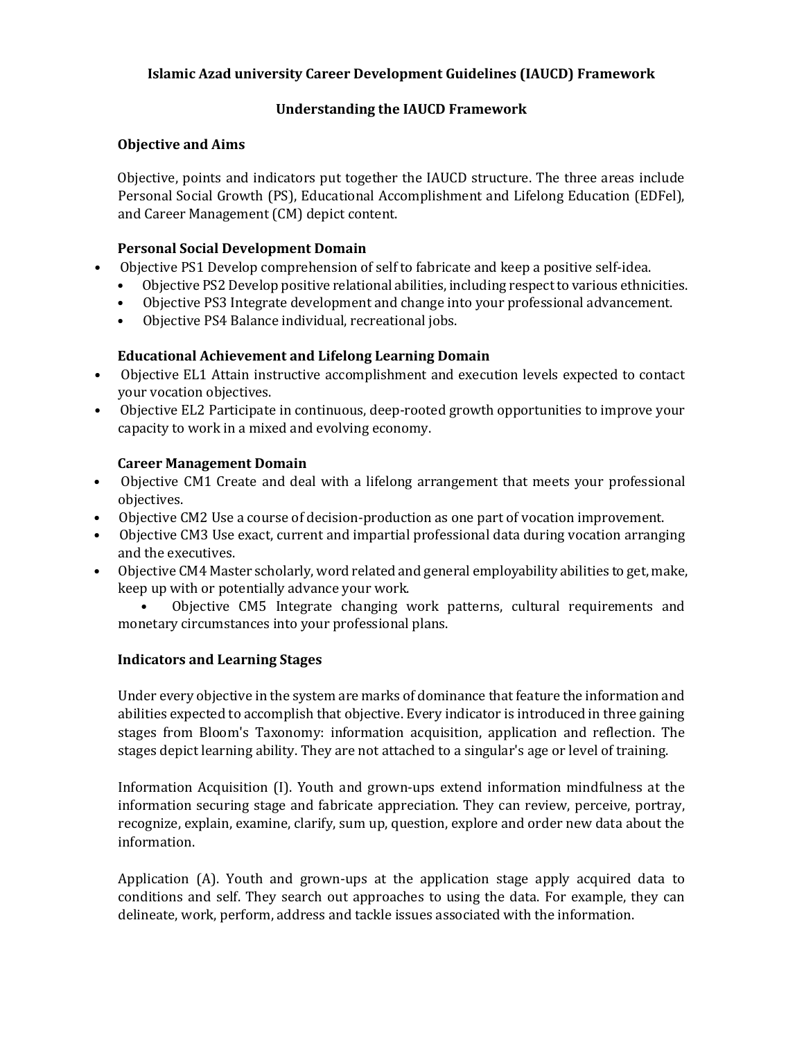# Islamic Azad university Career Development Guidelines (IAUCD) Framework

## Understanding the IAUCD Framework

### Objective and Aims

Objective, points and indicators put together the IAUCD structure. The three areas include Personal Social Growth (PS), Educational Accomplishment and Lifelong Education (EDFel), and Career Management (CM) depict content.

### Personal Social Development Domain

- Objective PS1 Develop comprehension of self to fabricate and keep a positive self-idea.
- Objective PS2 Develop positive relational abilities, including respect to various ethnicities.
- Objective PS3 Integrate development and change into your professional advancement.
- Objective PS4 Balance individual, recreational jobs.

### Educational Achievement and Lifelong Learning Domain

- Objective EL1 Attain instructive accomplishment and execution levels expected to contact your vocation objectives.
- Objective EL2 Participate in continuous, deep-rooted growth opportunities to improve your capacity to work in a mixed and evolving economy.

### Career Management Domain

- Objective CM1 Create and deal with a lifelong arrangement that meets your professional objectives.
- Objective CM2 Use a course of decision-production as one part of vocation improvement.
- Objective CM3 Use exact, current and impartial professional data during vocation arranging and the executives.
- Objective CM4 Master scholarly, word related and general employability abilities to get, make, keep up with or potentially advance your work.
- Objective CM5 Integrate changing work patterns, cultural requirements and monetary circumstances into your professional plans.

### Indicators and Learning Stages

Under every objective in the system are marks of dominance that feature the information and abilities expected to accomplish that objective. Every indicator is introduced in three gaining stages from Bloom's Taxonomy: information acquisition, application and reflection. The stages depict learning ability. They are not attached to a singular's age or level of training.

Information Acquisition (I). Youth and grown-ups extend information mindfulness at the information securing stage and fabricate appreciation. They can review, perceive, portray, recognize, explain, examine, clarify, sum up, question, explore and order new data about the information.

Application (A). Youth and grown-ups at the application stage apply acquired data to conditions and self. They search out approaches to using the data. For example, they can delineate, work, perform, address and tackle issues associated with the information.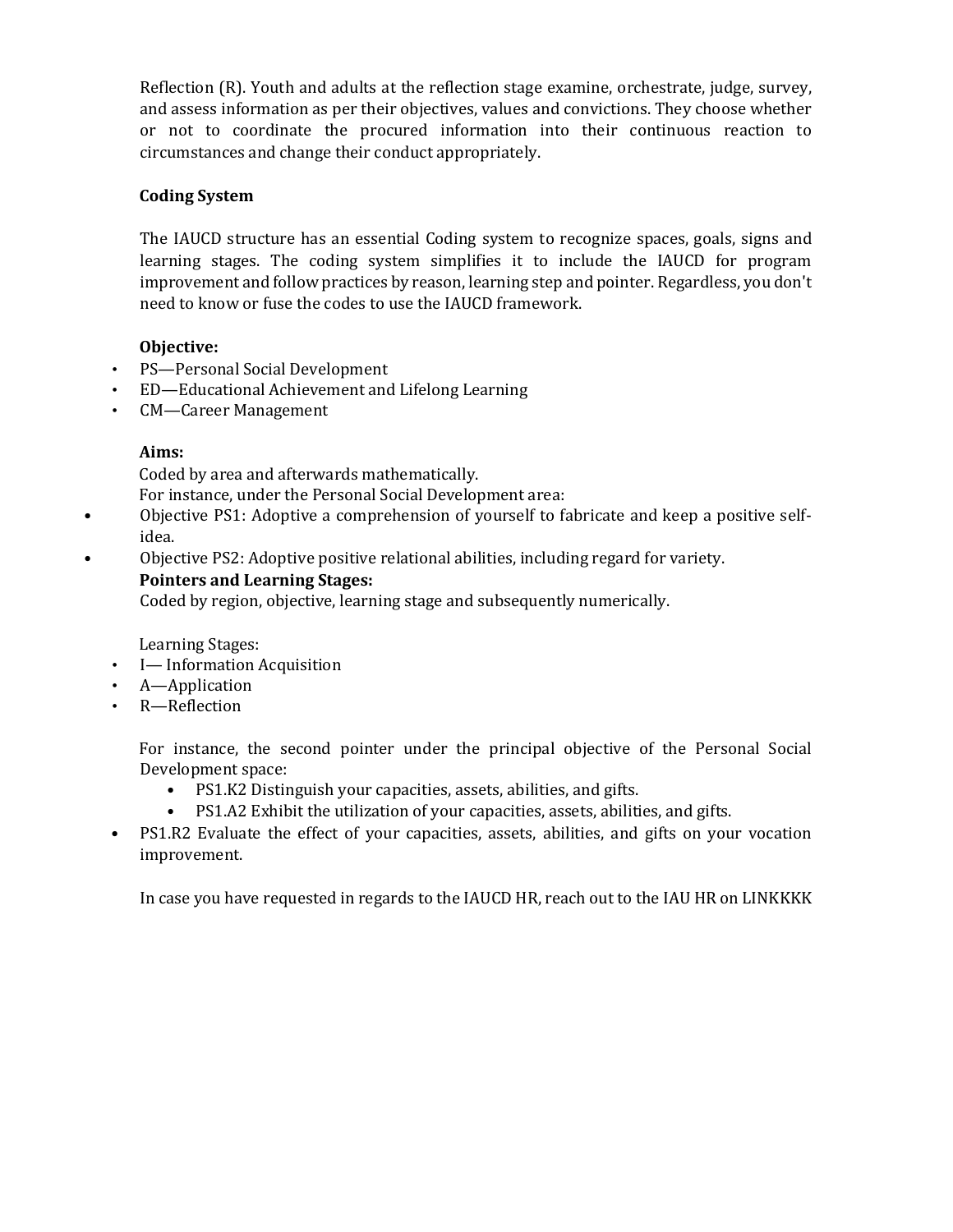Reflection (R). Youth and adults at the reflection stage examine, orchestrate, judge, survey, and assess information as per their objectives, values and convictions. They choose whether or not to coordinate the procured information into their continuous reaction to circumstances and change their conduct appropriately.

**Coding System**

The IAUCD structure has an essential Coding system to recognize spaces, goals, signs and learning stages. The coding system simplifies it to include the IAUCD for program improvement and follow practices by reason, learning step and pointer. Regardless, you don't need to know or fuse the codes to use the IAUCD framework.

**Objective:**

- PS—Personal Social Development
- ED—Educational Achievement and Lifelong Learning
- CM—Career Management

**Aims:**

Coded by area and afterwards mathematically.
For instance, under the Personal Social Development area:

- Objective PS1: Adoptive a comprehension of yourself to fabricate and keep a positive self-idea.
- Objective PS2: Adoptive positive relational abilities, including regard for variety.

**Pointers and Learning Stages:**

Coded by region, objective, learning stage and subsequently numerically.

Learning Stages:

- I— Information Acquisition
- A—Application
- R—Reflection

For instance, the second pointer under the principal objective of the Personal Social Development space:

- PS1.K2 Distinguish your capacities, assets, abilities, and gifts.
- PS1.A2 Exhibit the utilization of your capacities, assets, abilities, and gifts.
- PS1.R2 Evaluate the effect of your capacities, assets, abilities, and gifts on your vocation improvement.

In case you have requested in regards to the IAUCD HR, reach out to the IAU HR on LINKKKK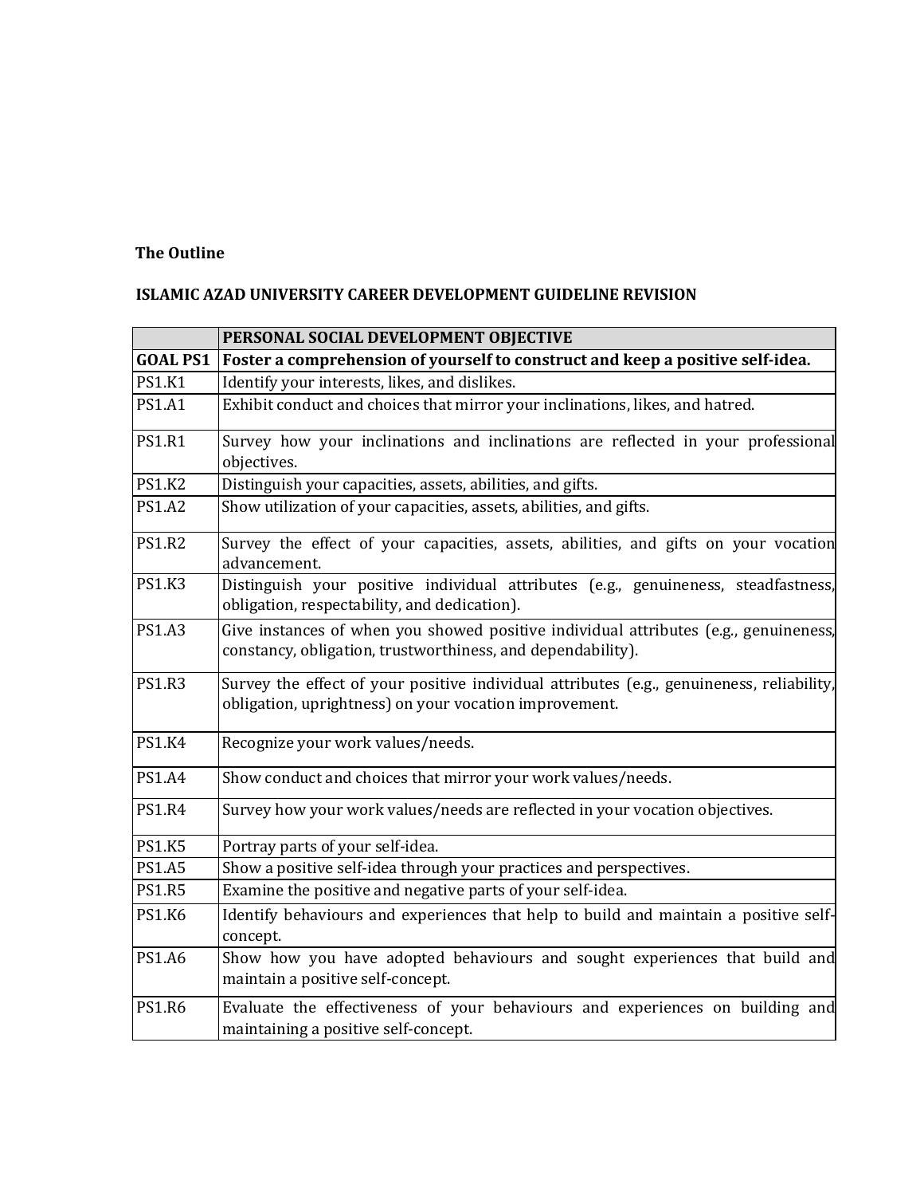**The Outline**

**ISLAMIC AZAD UNIVERSITY CAREER DEVELOPMENT GUIDELINE REVISION**

| | **PERSONAL SOCIAL DEVELOPMENT OBJECTIVE** |
|---|---|
| **GOAL PS1** | **Foster a comprehension of yourself to construct and keep a positive self-idea.** |
| PS1.K1 | Identify your interests, likes, and dislikes. |
| PS1.A1 | Exhibit conduct and choices that mirror your inclinations, likes, and hatred. |
| PS1.R1 | Survey how your inclinations and inclinations are reflected in your professional objectives. |
| PS1.K2 | Distinguish your capacities, assets, abilities, and gifts. |
| PS1.A2 | Show utilization of your capacities, assets, abilities, and gifts. |
| PS1.R2 | Survey the effect of your capacities, assets, abilities, and gifts on your vocation advancement. |
| PS1.K3 | Distinguish your positive individual attributes (e.g., genuineness, steadfastness, obligation, respectability, and dedication). |
| PS1.A3 | Give instances of when you showed positive individual attributes (e.g., genuineness, constancy, obligation, trustworthiness, and dependability). |
| PS1.R3 | Survey the effect of your positive individual attributes (e.g., genuineness, reliability, obligation, uprightness) on your vocation improvement. |
| PS1.K4 | Recognize your work values/needs. |
| PS1.A4 | Show conduct and choices that mirror your work values/needs. |
| PS1.R4 | Survey how your work values/needs are reflected in your vocation objectives. |
| PS1.K5 | Portray parts of your self-idea. |
| PS1.A5 | Show a positive self-idea through your practices and perspectives. |
| PS1.R5 | Examine the positive and negative parts of your self-idea. |
| PS1.K6 | Identify behaviours and experiences that help to build and maintain a positive self-concept. |
| PS1.A6 | Show how you have adopted behaviours and sought experiences that build and maintain a positive self-concept. |
| PS1.R6 | Evaluate the effectiveness of your behaviours and experiences on building and maintaining a positive self-concept. |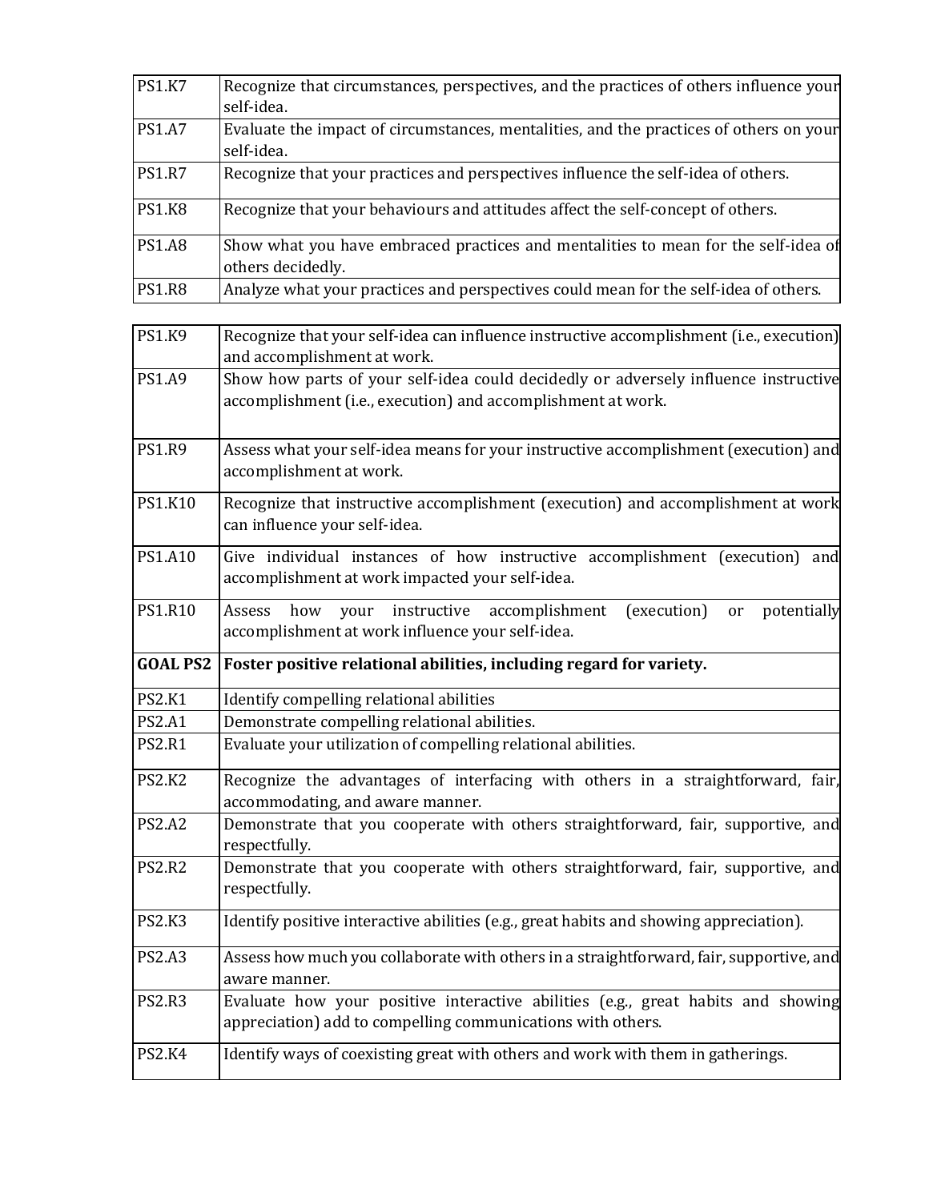| | |
|---|---|
| PS1.K7 | Recognize that circumstances, perspectives, and the practices of others influence your self-idea. |
| PS1.A7 | Evaluate the impact of circumstances, mentalities, and the practices of others on your self-idea. |
| PS1.R7 | Recognize that your practices and perspectives influence the self-idea of others. |
| PS1.K8 | Recognize that your behaviours and attitudes affect the self-concept of others. |
| PS1.A8 | Show what you have embraced practices and mentalities to mean for the self-idea of others decidedly. |
| PS1.R8 | Analyze what your practices and perspectives could mean for the self-idea of others. |

| | |
|---|---|
| PS1.K9 | Recognize that your self-idea can influence instructive accomplishment (i.e., execution) and accomplishment at work. |
| PS1.A9 | Show how parts of your self-idea could decidedly or adversely influence instructive accomplishment (i.e., execution) and accomplishment at work. |
| PS1.R9 | Assess what your self-idea means for your instructive accomplishment (execution) and accomplishment at work. |
| PS1.K10 | Recognize that instructive accomplishment (execution) and accomplishment at work can influence your self-idea. |
| PS1.A10 | Give individual instances of how instructive accomplishment (execution) and accomplishment at work impacted your self-idea. |
| PS1.R10 | Assess how your instructive accomplishment (execution) or potentially accomplishment at work influence your self-idea. |
| **GOAL PS2** | **Foster positive relational abilities, including regard for variety.** |
| PS2.K1 | Identify compelling relational abilities |
| PS2.A1 | Demonstrate compelling relational abilities. |
| PS2.R1 | Evaluate your utilization of compelling relational abilities. |
| PS2.K2 | Recognize the advantages of interfacing with others in a straightforward, fair, accommodating, and aware manner. |
| PS2.A2 | Demonstrate that you cooperate with others straightforward, fair, supportive, and respectfully. |
| PS2.R2 | Demonstrate that you cooperate with others straightforward, fair, supportive, and respectfully. |
| PS2.K3 | Identify positive interactive abilities (e.g., great habits and showing appreciation). |
| PS2.A3 | Assess how much you collaborate with others in a straightforward, fair, supportive, and aware manner. |
| PS2.R3 | Evaluate how your positive interactive abilities (e.g., great habits and showing appreciation) add to compelling communications with others. |
| PS2.K4 | Identify ways of coexisting great with others and work with them in gatherings. |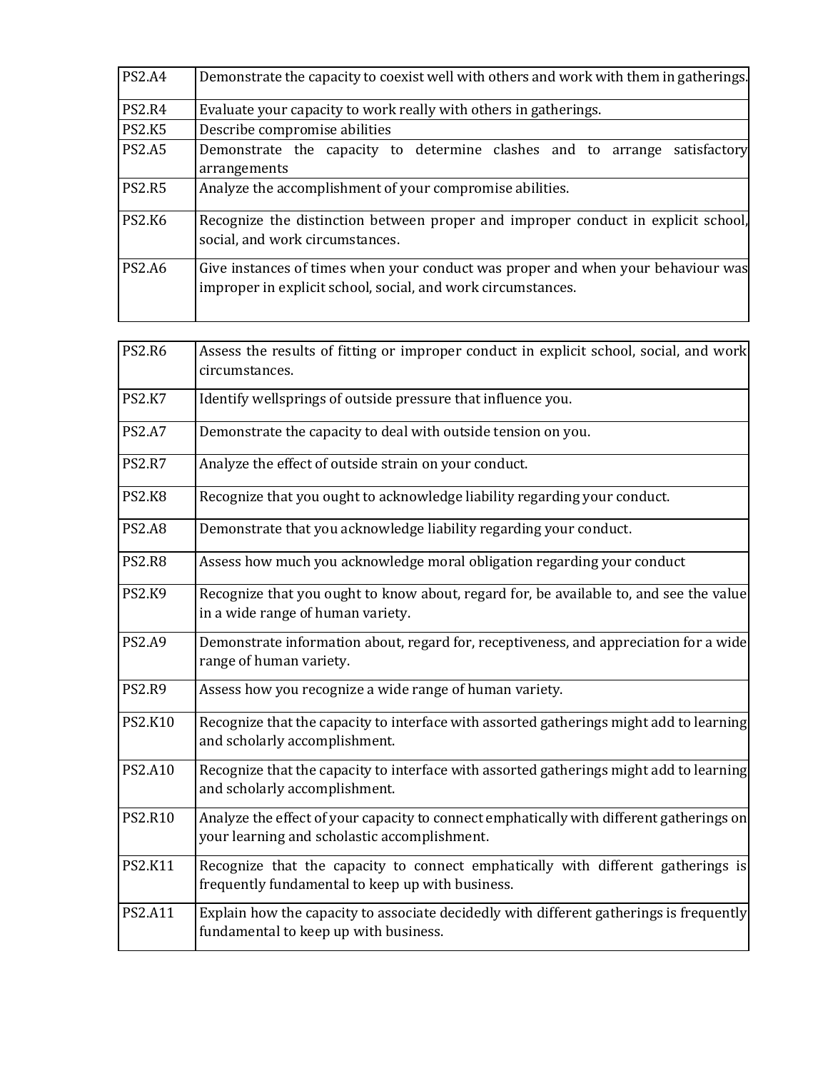| | |
|---|---|
| PS2.A4 | Demonstrate the capacity to coexist well with others and work with them in gatherings. |
| PS2.R4 | Evaluate your capacity to work really with others in gatherings. |
| PS2.K5 | Describe compromise abilities |
| PS2.A5 | Demonstrate the capacity to determine clashes and to arrange satisfactory arrangements |
| PS2.R5 | Analyze the accomplishment of your compromise abilities. |
| PS2.K6 | Recognize the distinction between proper and improper conduct in explicit school, social, and work circumstances. |
| PS2.A6 | Give instances of times when your conduct was proper and when your behaviour was improper in explicit school, social, and work circumstances. |

| | |
|---|---|
| PS2.R6 | Assess the results of fitting or improper conduct in explicit school, social, and work circumstances. |
| PS2.K7 | Identify wellsprings of outside pressure that influence you. |
| PS2.A7 | Demonstrate the capacity to deal with outside tension on you. |
| PS2.R7 | Analyze the effect of outside strain on your conduct. |
| PS2.K8 | Recognize that you ought to acknowledge liability regarding your conduct. |
| PS2.A8 | Demonstrate that you acknowledge liability regarding your conduct. |
| PS2.R8 | Assess how much you acknowledge moral obligation regarding your conduct |
| PS2.K9 | Recognize that you ought to know about, regard for, be available to, and see the value in a wide range of human variety. |
| PS2.A9 | Demonstrate information about, regard for, receptiveness, and appreciation for a wide range of human variety. |
| PS2.R9 | Assess how you recognize a wide range of human variety. |
| PS2.K10 | Recognize that the capacity to interface with assorted gatherings might add to learning and scholarly accomplishment. |
| PS2.A10 | Recognize that the capacity to interface with assorted gatherings might add to learning and scholarly accomplishment. |
| PS2.R10 | Analyze the effect of your capacity to connect emphatically with different gatherings on your learning and scholastic accomplishment. |
| PS2.K11 | Recognize that the capacity to connect emphatically with different gatherings is frequently fundamental to keep up with business. |
| PS2.A11 | Explain how the capacity to associate decidedly with different gatherings is frequently fundamental to keep up with business. |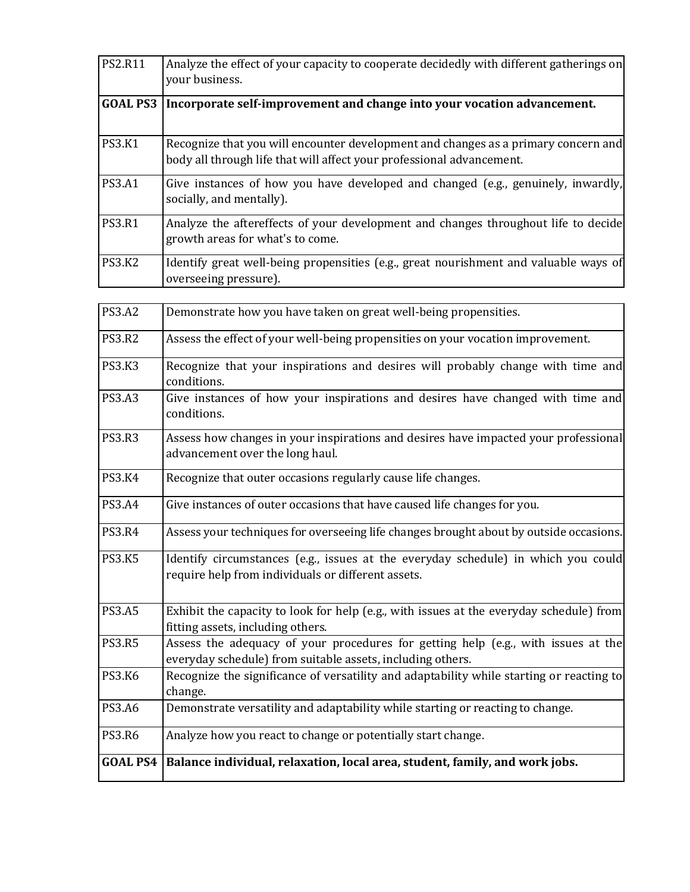| | |
|---|---|
| PS2.R11 | Analyze the effect of your capacity to cooperate decidedly with different gatherings on your business. |
| **GOAL PS3** | **Incorporate self-improvement and change into your vocation advancement.** |
| PS3.K1 | Recognize that you will encounter development and changes as a primary concern and body all through life that will affect your professional advancement. |
| PS3.A1 | Give instances of how you have developed and changed (e.g., genuinely, inwardly, socially, and mentally). |
| PS3.R1 | Analyze the aftereffects of your development and changes throughout life to decide growth areas for what's to come. |
| PS3.K2 | Identify great well-being propensities (e.g., great nourishment and valuable ways of overseeing pressure). |
| PS3.A2 | Demonstrate how you have taken on great well-being propensities. |
| PS3.R2 | Assess the effect of your well-being propensities on your vocation improvement. |
| PS3.K3 | Recognize that your inspirations and desires will probably change with time and conditions. |
| PS3.A3 | Give instances of how your inspirations and desires have changed with time and conditions. |
| PS3.R3 | Assess how changes in your inspirations and desires have impacted your professional advancement over the long haul. |
| PS3.K4 | Recognize that outer occasions regularly cause life changes. |
| PS3.A4 | Give instances of outer occasions that have caused life changes for you. |
| PS3.R4 | Assess your techniques for overseeing life changes brought about by outside occasions. |
| PS3.K5 | Identify circumstances (e.g., issues at the everyday schedule) in which you could require help from individuals or different assets. |
| PS3.A5 | Exhibit the capacity to look for help (e.g., with issues at the everyday schedule) from fitting assets, including others. |
| PS3.R5 | Assess the adequacy of your procedures for getting help (e.g., with issues at the everyday schedule) from suitable assets, including others. |
| PS3.K6 | Recognize the significance of versatility and adaptability while starting or reacting to change. |
| PS3.A6 | Demonstrate versatility and adaptability while starting or reacting to change. |
| PS3.R6 | Analyze how you react to change or potentially start change. |
| **GOAL PS4** | **Balance individual, relaxation, local area, student, family, and work jobs.** |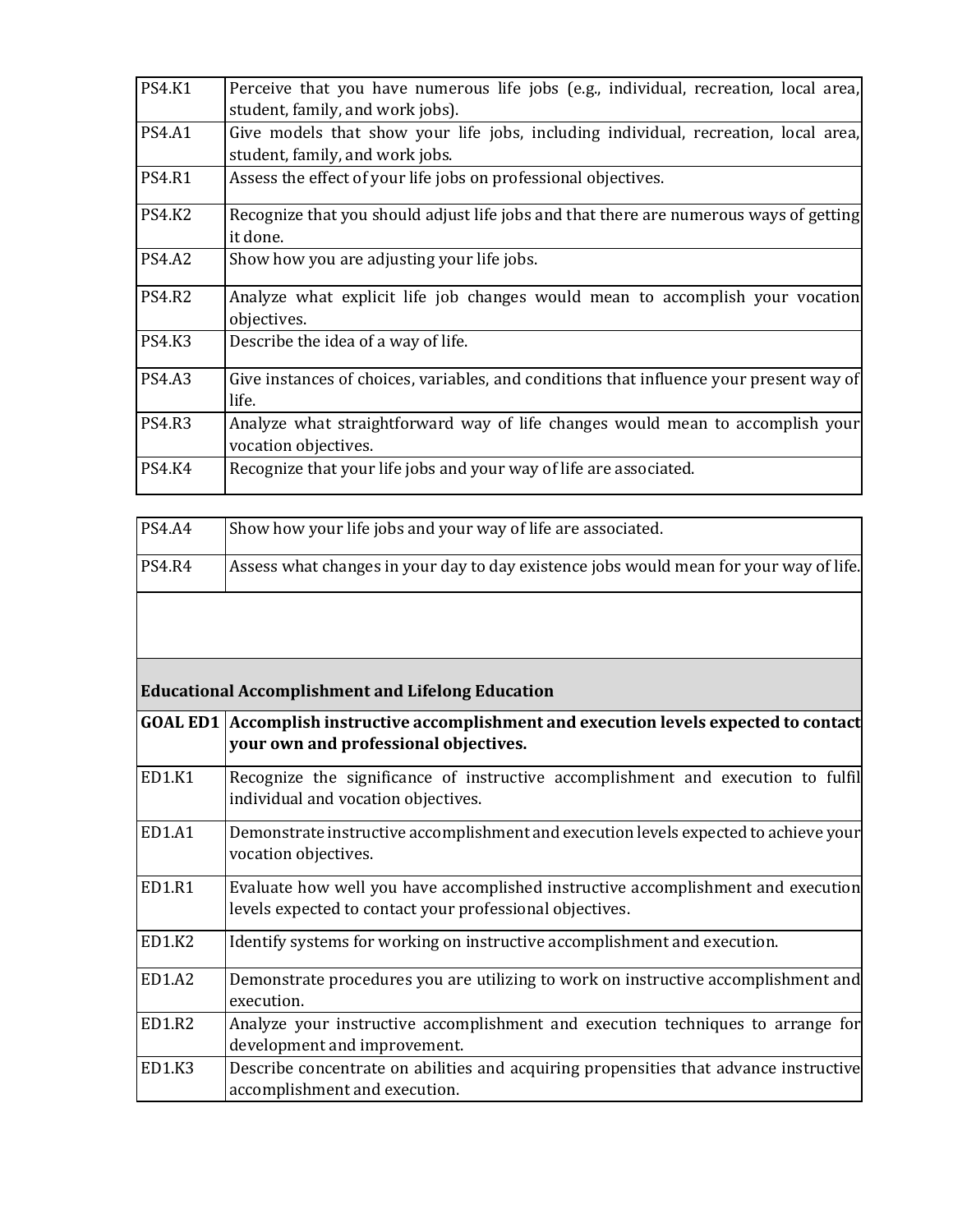| | |
|---|---|
| PS4.K1 | Perceive that you have numerous life jobs (e.g., individual, recreation, local area, student, family, and work jobs). |
| PS4.A1 | Give models that show your life jobs, including individual, recreation, local area, student, family, and work jobs. |
| PS4.R1 | Assess the effect of your life jobs on professional objectives. |
| PS4.K2 | Recognize that you should adjust life jobs and that there are numerous ways of getting it done. |
| PS4.A2 | Show how you are adjusting your life jobs. |
| PS4.R2 | Analyze what explicit life job changes would mean to accomplish your vocation objectives. |
| PS4.K3 | Describe the idea of a way of life. |
| PS4.A3 | Give instances of choices, variables, and conditions that influence your present way of life. |
| PS4.R3 | Analyze what straightforward way of life changes would mean to accomplish your vocation objectives. |
| PS4.K4 | Recognize that your life jobs and your way of life are associated. |
| PS4.A4 | Show how your life jobs and your way of life are associated. |
| PS4.R4 | Assess what changes in your day to day existence jobs would mean for your way of life. |

| | |
|---|---|
| **Educational Accomplishment and Lifelong Education** | |
| **GOAL ED1** | **Accomplish instructive accomplishment and execution levels expected to contact your own and professional objectives.** |
| ED1.K1 | Recognize the significance of instructive accomplishment and execution to fulfil individual and vocation objectives. |
| ED1.A1 | Demonstrate instructive accomplishment and execution levels expected to achieve your vocation objectives. |
| ED1.R1 | Evaluate how well you have accomplished instructive accomplishment and execution levels expected to contact your professional objectives. |
| ED1.K2 | Identify systems for working on instructive accomplishment and execution. |
| ED1.A2 | Demonstrate procedures you are utilizing to work on instructive accomplishment and execution. |
| ED1.R2 | Analyze your instructive accomplishment and execution techniques to arrange for development and improvement. |
| ED1.K3 | Describe concentrate on abilities and acquiring propensities that advance instructive accomplishment and execution. |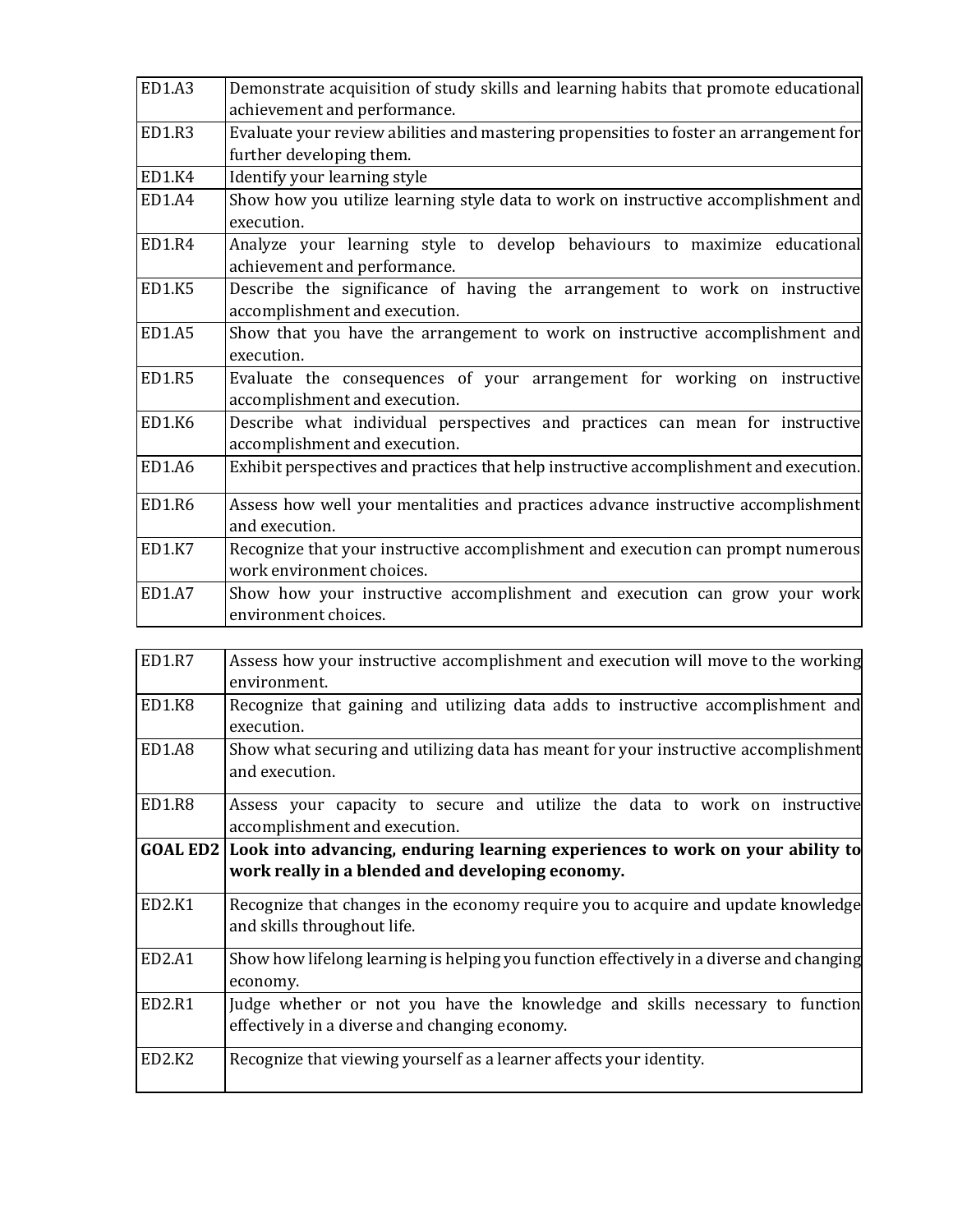| | |
|---|---|
| ED1.A3 | Demonstrate acquisition of study skills and learning habits that promote educational achievement and performance. |
| ED1.R3 | Evaluate your review abilities and mastering propensities to foster an arrangement for further developing them. |
| ED1.K4 | Identify your learning style |
| ED1.A4 | Show how you utilize learning style data to work on instructive accomplishment and execution. |
| ED1.R4 | Analyze your learning style to develop behaviours to maximize educational achievement and performance. |
| ED1.K5 | Describe the significance of having the arrangement to work on instructive accomplishment and execution. |
| ED1.A5 | Show that you have the arrangement to work on instructive accomplishment and execution. |
| ED1.R5 | Evaluate the consequences of your arrangement for working on instructive accomplishment and execution. |
| ED1.K6 | Describe what individual perspectives and practices can mean for instructive accomplishment and execution. |
| ED1.A6 | Exhibit perspectives and practices that help instructive accomplishment and execution. |
| ED1.R6 | Assess how well your mentalities and practices advance instructive accomplishment and execution. |
| ED1.K7 | Recognize that your instructive accomplishment and execution can prompt numerous work environment choices. |
| ED1.A7 | Show how your instructive accomplishment and execution can grow your work environment choices. |
| ED1.R7 | Assess how your instructive accomplishment and execution will move to the working environment. |
| ED1.K8 | Recognize that gaining and utilizing data adds to instructive accomplishment and execution. |
| ED1.A8 | Show what securing and utilizing data has meant for your instructive accomplishment and execution. |
| ED1.R8 | Assess your capacity to secure and utilize the data to work on instructive accomplishment and execution. |
| **GOAL ED2** | **Look into advancing, enduring learning experiences to work on your ability to work really in a blended and developing economy.** |
| ED2.K1 | Recognize that changes in the economy require you to acquire and update knowledge and skills throughout life. |
| ED2.A1 | Show how lifelong learning is helping you function effectively in a diverse and changing economy. |
| ED2.R1 | Judge whether or not you have the knowledge and skills necessary to function effectively in a diverse and changing economy. |
| ED2.K2 | Recognize that viewing yourself as a learner affects your identity. |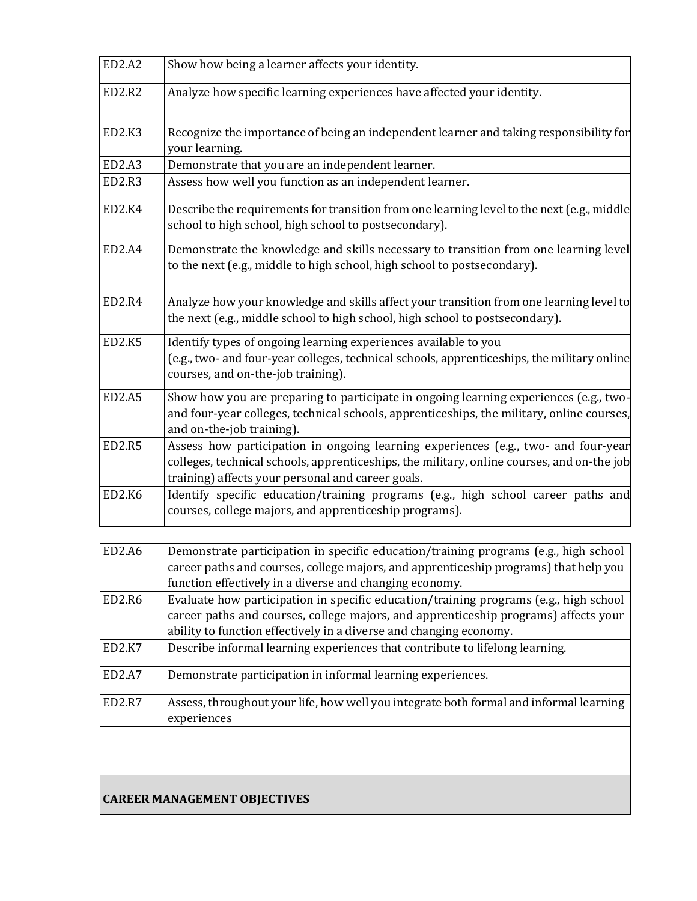| | |
|---|---|
| ED2.A2 | Show how being a learner affects your identity. |
| ED2.R2 | Analyze how specific learning experiences have affected your identity. |
| ED2.K3 | Recognize the importance of being an independent learner and taking responsibility for your learning. |
| ED2.A3 | Demonstrate that you are an independent learner. |
| ED2.R3 | Assess how well you function as an independent learner. |
| ED2.K4 | Describe the requirements for transition from one learning level to the next (e.g., middle school to high school, high school to postsecondary). |
| ED2.A4 | Demonstrate the knowledge and skills necessary to transition from one learning level to the next (e.g., middle to high school, high school to postsecondary). |
| ED2.R4 | Analyze how your knowledge and skills affect your transition from one learning level to the next (e.g., middle school to high school, high school to postsecondary). |
| ED2.K5 | Identify types of ongoing learning experiences available to you (e.g., two- and four-year colleges, technical schools, apprenticeships, the military online courses, and on-the-job training). |
| ED2.A5 | Show how you are preparing to participate in ongoing learning experiences (e.g., two- and four-year colleges, technical schools, apprenticeships, the military, online courses, and on-the-job training). |
| ED2.R5 | Assess how participation in ongoing learning experiences (e.g., two- and four-year colleges, technical schools, apprenticeships, the military, online courses, and on-the job training) affects your personal and career goals. |
| ED2.K6 | Identify specific education/training programs (e.g., high school career paths and courses, college majors, and apprenticeship programs). |

| | |
|---|---|
| ED2.A6 | Demonstrate participation in specific education/training programs (e.g., high school career paths and courses, college majors, and apprenticeship programs) that help you function effectively in a diverse and changing economy. |
| ED2.R6 | Evaluate how participation in specific education/training programs (e.g., high school career paths and courses, college majors, and apprenticeship programs) affects your ability to function effectively in a diverse and changing economy. |
| ED2.K7 | Describe informal learning experiences that contribute to lifelong learning. |
| ED2.A7 | Demonstrate participation in informal learning experiences. |
| ED2.R7 | Assess, throughout your life, how well you integrate both formal and informal learning experiences |
| | |
| **CAREER MANAGEMENT OBJECTIVES** | |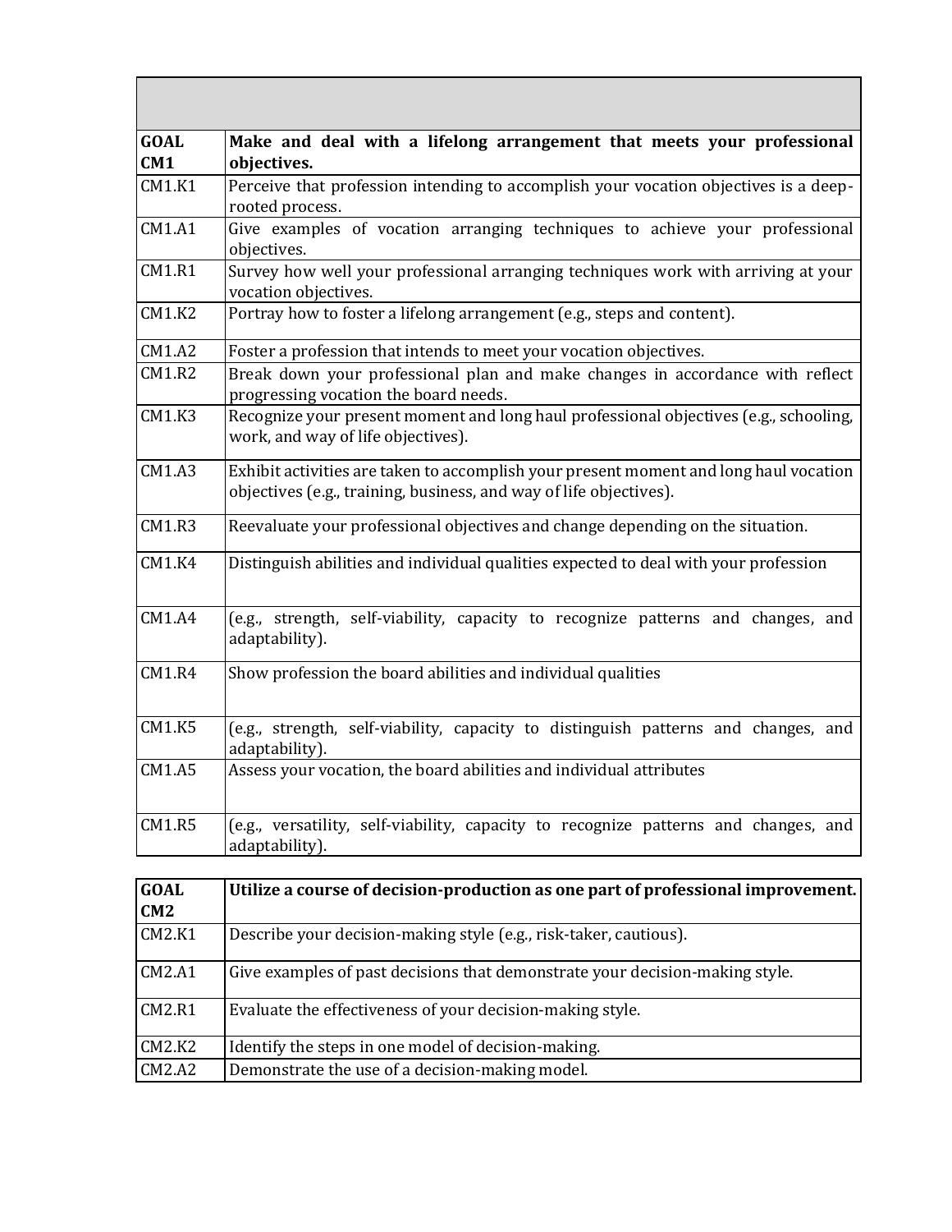| | |
|---|---|
| **GOAL CM1** | **Make and deal with a lifelong arrangement that meets your professional objectives.** |
| CM1.K1 | Perceive that profession intending to accomplish your vocation objectives is a deep-rooted process. |
| CM1.A1 | Give examples of vocation arranging techniques to achieve your professional objectives. |
| CM1.R1 | Survey how well your professional arranging techniques work with arriving at your vocation objectives. |
| CM1.K2 | Portray how to foster a lifelong arrangement (e.g., steps and content). |
| CM1.A2 | Foster a profession that intends to meet your vocation objectives. |
| CM1.R2 | Break down your professional plan and make changes in accordance with reflect progressing vocation the board needs. |
| CM1.K3 | Recognize your present moment and long haul professional objectives (e.g., schooling, work, and way of life objectives). |
| CM1.A3 | Exhibit activities are taken to accomplish your present moment and long haul vocation objectives (e.g., training, business, and way of life objectives). |
| CM1.R3 | Reevaluate your professional objectives and change depending on the situation. |
| CM1.K4 | Distinguish abilities and individual qualities expected to deal with your profession |
| CM1.A4 | (e.g., strength, self-viability, capacity to recognize patterns and changes, and adaptability). |
| CM1.R4 | Show profession the board abilities and individual qualities |
| CM1.K5 | (e.g., strength, self-viability, capacity to distinguish patterns and changes, and adaptability). |
| CM1.A5 | Assess your vocation, the board abilities and individual attributes |
| CM1.R5 | (e.g., versatility, self-viability, capacity to recognize patterns and changes, and adaptability). |

| **GOAL CM2** | **Utilize a course of decision-production as one part of professional improvement.** |
|---|---|
| CM2.K1 | Describe your decision-making style (e.g., risk-taker, cautious). |
| CM2.A1 | Give examples of past decisions that demonstrate your decision-making style. |
| CM2.R1 | Evaluate the effectiveness of your decision-making style. |
| CM2.K2 | Identify the steps in one model of decision-making. |
| CM2.A2 | Demonstrate the use of a decision-making model. |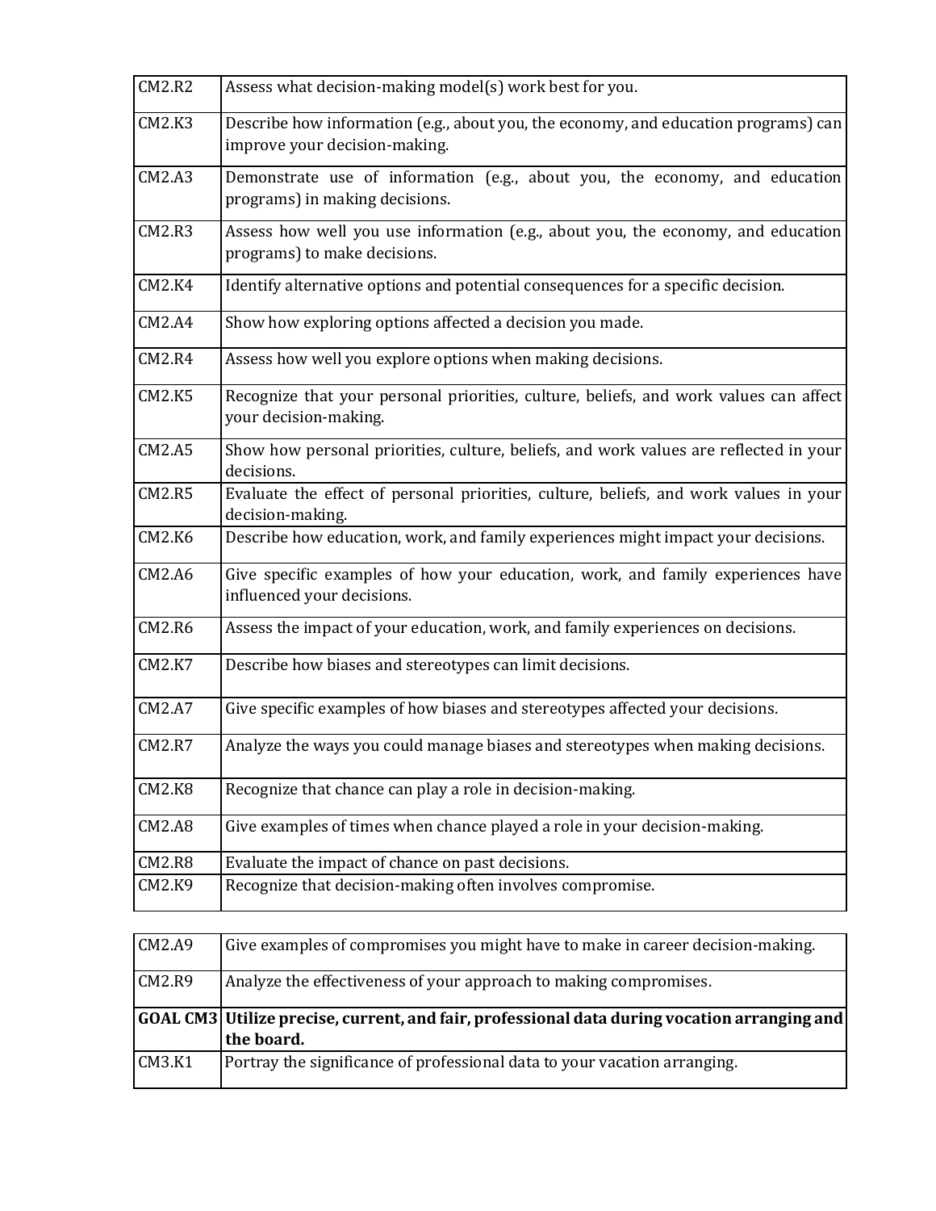| | |
|---|---|
| CM2.R2 | Assess what decision-making model(s) work best for you. |
| CM2.K3 | Describe how information (e.g., about you, the economy, and education programs) can improve your decision-making. |
| CM2.A3 | Demonstrate use of information (e.g., about you, the economy, and education programs) in making decisions. |
| CM2.R3 | Assess how well you use information (e.g., about you, the economy, and education programs) to make decisions. |
| CM2.K4 | Identify alternative options and potential consequences for a specific decision. |
| CM2.A4 | Show how exploring options affected a decision you made. |
| CM2.R4 | Assess how well you explore options when making decisions. |
| CM2.K5 | Recognize that your personal priorities, culture, beliefs, and work values can affect your decision-making. |
| CM2.A5 | Show how personal priorities, culture, beliefs, and work values are reflected in your decisions. |
| CM2.R5 | Evaluate the effect of personal priorities, culture, beliefs, and work values in your decision-making. |
| CM2.K6 | Describe how education, work, and family experiences might impact your decisions. |
| CM2.A6 | Give specific examples of how your education, work, and family experiences have influenced your decisions. |
| CM2.R6 | Assess the impact of your education, work, and family experiences on decisions. |
| CM2.K7 | Describe how biases and stereotypes can limit decisions. |
| CM2.A7 | Give specific examples of how biases and stereotypes affected your decisions. |
| CM2.R7 | Analyze the ways you could manage biases and stereotypes when making decisions. |
| CM2.K8 | Recognize that chance can play a role in decision-making. |
| CM2.A8 | Give examples of times when chance played a role in your decision-making. |
| CM2.R8 | Evaluate the impact of chance on past decisions. |
| CM2.K9 | Recognize that decision-making often involves compromise. |
| CM2.A9 | Give examples of compromises you might have to make in career decision-making. |
| CM2.R9 | Analyze the effectiveness of your approach to making compromises. |
| **GOAL CM3** | **Utilize precise, current, and fair, professional data during vocation arranging and the board.** |
| CM3.K1 | Portray the significance of professional data to your vacation arranging. |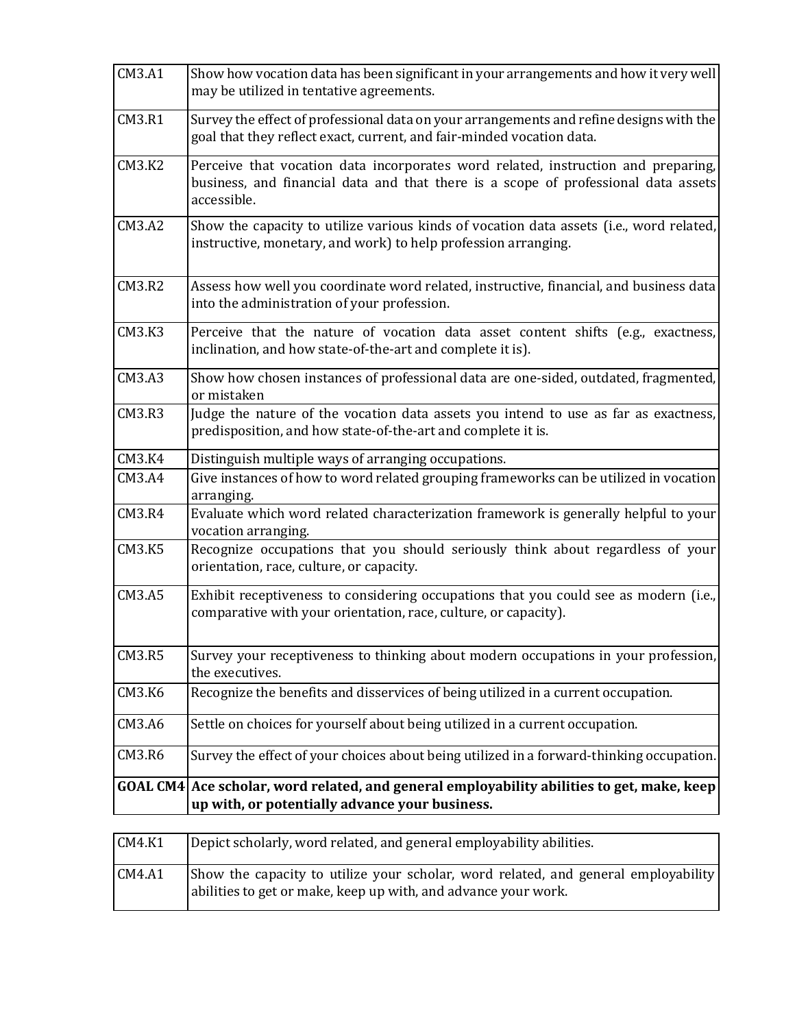| | |
|---|---|
| CM3.A1 | Show how vocation data has been significant in your arrangements and how it very well may be utilized in tentative agreements. |
| CM3.R1 | Survey the effect of professional data on your arrangements and refine designs with the goal that they reflect exact, current, and fair-minded vocation data. |
| CM3.K2 | Perceive that vocation data incorporates word related, instruction and preparing, business, and financial data and that there is a scope of professional data assets accessible. |
| CM3.A2 | Show the capacity to utilize various kinds of vocation data assets (i.e., word related, instructive, monetary, and work) to help profession arranging. |
| CM3.R2 | Assess how well you coordinate word related, instructive, financial, and business data into the administration of your profession. |
| CM3.K3 | Perceive that the nature of vocation data asset content shifts (e.g., exactness, inclination, and how state-of-the-art and complete it is). |
| CM3.A3 | Show how chosen instances of professional data are one-sided, outdated, fragmented, or mistaken |
| CM3.R3 | Judge the nature of the vocation data assets you intend to use as far as exactness, predisposition, and how state-of-the-art and complete it is. |
| CM3.K4 | Distinguish multiple ways of arranging occupations. |
| CM3.A4 | Give instances of how to word related grouping frameworks can be utilized in vocation arranging. |
| CM3.R4 | Evaluate which word related characterization framework is generally helpful to your vocation arranging. |
| CM3.K5 | Recognize occupations that you should seriously think about regardless of your orientation, race, culture, or capacity. |
| CM3.A5 | Exhibit receptiveness to considering occupations that you could see as modern (i.e., comparative with your orientation, race, culture, or capacity). |
| CM3.R5 | Survey your receptiveness to thinking about modern occupations in your profession, the executives. |
| CM3.K6 | Recognize the benefits and disservices of being utilized in a current occupation. |
| CM3.A6 | Settle on choices for yourself about being utilized in a current occupation. |
| CM3.R6 | Survey the effect of your choices about being utilized in a forward-thinking occupation. |
| **GOAL CM4** | **Ace scholar, word related, and general employability abilities to get, make, keep up with, or potentially advance your business.** |

| | |
|---|---|
| CM4.K1 | Depict scholarly, word related, and general employability abilities. |
| CM4.A1 | Show the capacity to utilize your scholar, word related, and general employability abilities to get or make, keep up with, and advance your work. |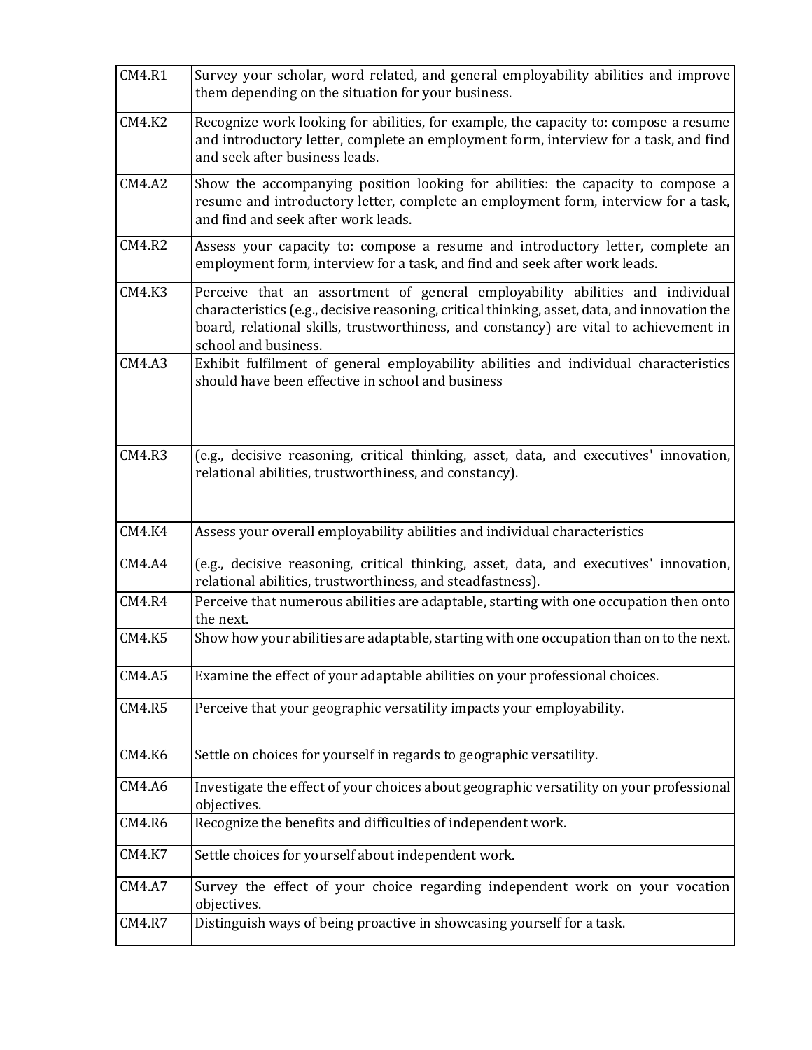| | |
|---|---|
| CM4.R1 | Survey your scholar, word related, and general employability abilities and improve them depending on the situation for your business. |
| CM4.K2 | Recognize work looking for abilities, for example, the capacity to: compose a resume and introductory letter, complete an employment form, interview for a task, and find and seek after business leads. |
| CM4.A2 | Show the accompanying position looking for abilities: the capacity to compose a resume and introductory letter, complete an employment form, interview for a task, and find and seek after work leads. |
| CM4.R2 | Assess your capacity to: compose a resume and introductory letter, complete an employment form, interview for a task, and find and seek after work leads. |
| CM4.K3 | Perceive that an assortment of general employability abilities and individual characteristics (e.g., decisive reasoning, critical thinking, asset, data, and innovation the board, relational skills, trustworthiness, and constancy) are vital to achievement in school and business. |
| CM4.A3 | Exhibit fulfilment of general employability abilities and individual characteristics should have been effective in school and business |
| CM4.R3 | (e.g., decisive reasoning, critical thinking, asset, data, and executives' innovation, relational abilities, trustworthiness, and constancy). |
| CM4.K4 | Assess your overall employability abilities and individual characteristics |
| CM4.A4 | (e.g., decisive reasoning, critical thinking, asset, data, and executives' innovation, relational abilities, trustworthiness, and steadfastness). |
| CM4.R4 | Perceive that numerous abilities are adaptable, starting with one occupation then onto the next. |
| CM4.K5 | Show how your abilities are adaptable, starting with one occupation than on to the next. |
| CM4.A5 | Examine the effect of your adaptable abilities on your professional choices. |
| CM4.R5 | Perceive that your geographic versatility impacts your employability. |
| CM4.K6 | Settle on choices for yourself in regards to geographic versatility. |
| CM4.A6 | Investigate the effect of your choices about geographic versatility on your professional objectives. |
| CM4.R6 | Recognize the benefits and difficulties of independent work. |
| CM4.K7 | Settle choices for yourself about independent work. |
| CM4.A7 | Survey the effect of your choice regarding independent work on your vocation objectives. |
| CM4.R7 | Distinguish ways of being proactive in showcasing yourself for a task. |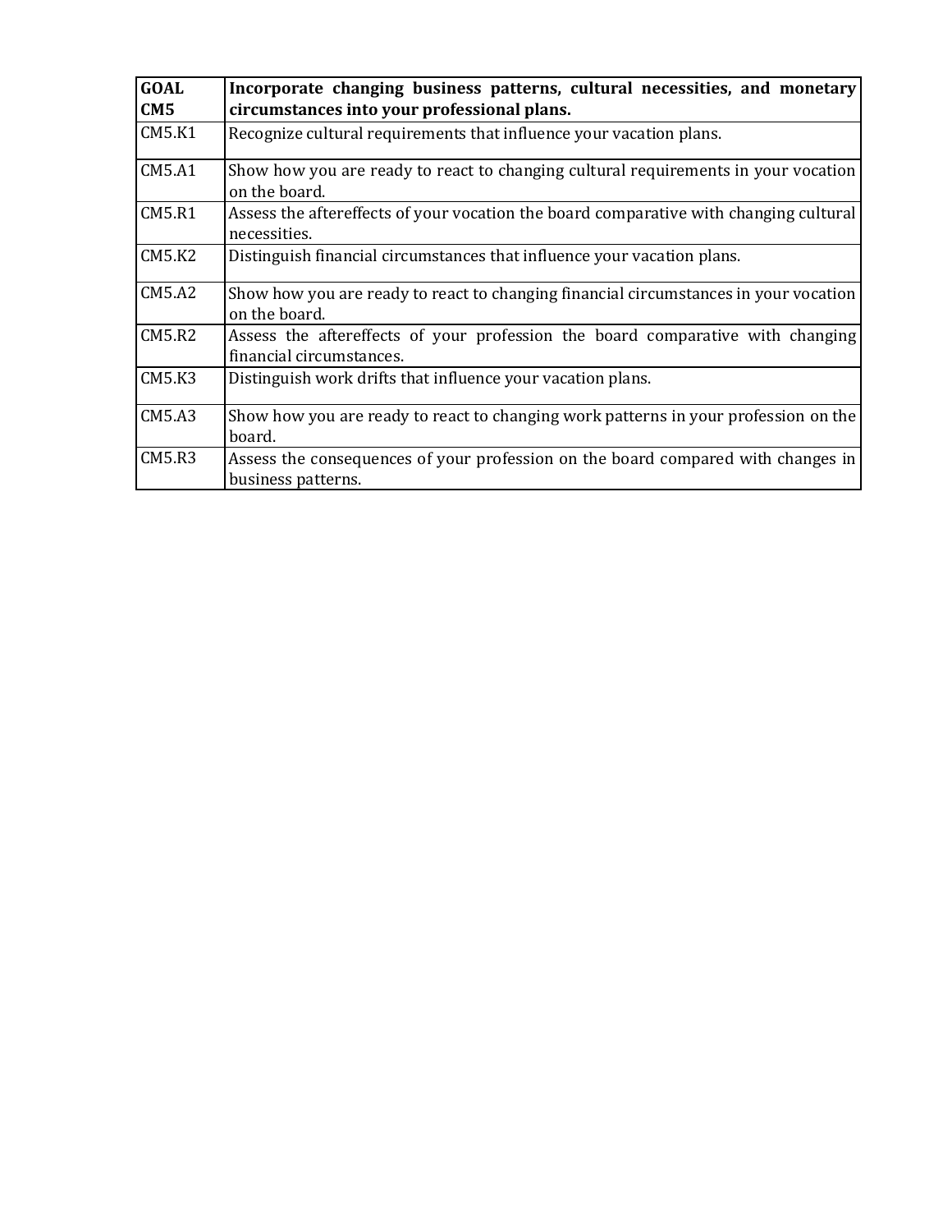| GOAL CM5 | **Incorporate changing business patterns, cultural necessities, and monetary circumstances into your professional plans.** |
|---|---|
| CM5.K1 | Recognize cultural requirements that influence your vacation plans. |
| CM5.A1 | Show how you are ready to react to changing cultural requirements in your vocation on the board. |
| CM5.R1 | Assess the aftereffects of your vocation the board comparative with changing cultural necessities. |
| CM5.K2 | Distinguish financial circumstances that influence your vacation plans. |
| CM5.A2 | Show how you are ready to react to changing financial circumstances in your vocation on the board. |
| CM5.R2 | Assess the aftereffects of your profession the board comparative with changing financial circumstances. |
| CM5.K3 | Distinguish work drifts that influence your vacation plans. |
| CM5.A3 | Show how you are ready to react to changing work patterns in your profession on the board. |
| CM5.R3 | Assess the consequences of your profession on the board compared with changes in business patterns. |